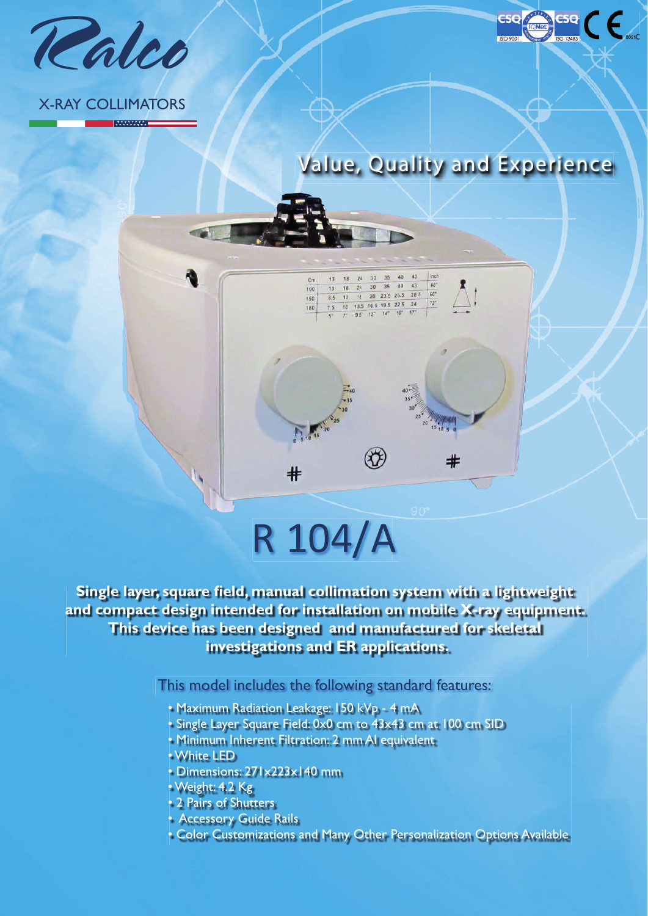Ralco

X-RAY COLLIMATORS

## Value, Quality and Experience

# R 104/A

**Single layer, square field, manual collimation system with a lightweight and compact design intended for installation on mobile X-ray equipment. This device has been designed and manufactured for skeletal investigations and ER applications.**

This model includes the following standard features:

- Maximum Radiation Leakage: 150 kVp - 4 mA
- Single Layer Square Field: 0x0 cm to 43x43 cm at 100 cm SID
- Minimum Inherent Filtration: 2 mm Al equivalent
- White LED
- Dimensions: 271x223x140 mm
- Weight: 4.2 Kg
- 2 Pairs of Shutters
- Accessory Guide Rails
- Color Customizations and Many Other Personalization Options Available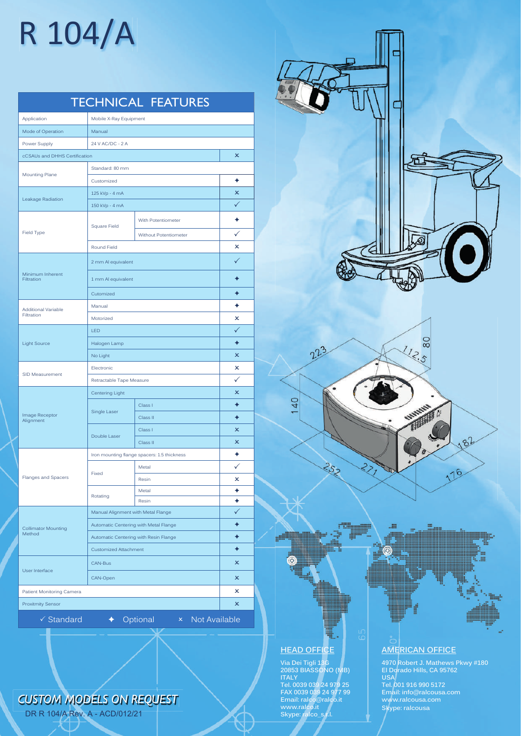# R 104/A

## TECHNICAL FEATURES

| | | | |
|---|---|---|---|
| Application | Mobile X-Ray Equipment | | |
| Mode of Operation | Manual | | |
| Power Supply | 24 V AC/DC - 2 A | | |
| cCSAUs and DHHS Certification | | | × |
| Mounting Plane | Standard: 80 mm | | |
| | Customized | | ✦ |
| Leakage Radiation | 125 kVp - 4 mA | | × |
| | 150 kVp - 4 mA | | ✓ |
| Field Type | Square Field | With Potentiometer | ✦ |
| | | Without Potentiometer | ✓ |
| | Round Field | | × |
| Minimum Inherent Filtration | 2 mm Al equivalent | | ✓ |
| | 1 mm Al equivalent | | ✦ |
| | Cutomized | | ✦ |
| Additional Variable Filtration | Manual | | ✦ |
| | Motorized | | × |
| Light Source | LED | | ✓ |
| | Halogen Lamp | | ✦ |
| | No Light | | × |
| SID Measurement | Electronic | | × |
| | Retractable Tape Measure | | ✓ |
| Image Receptor Alignment | Centering Light | | × |
| | Single Laser | Class I | ✦ |
| | | Class II | ✦ |
| | Double Laser | Class I | × |
| | | Class II | × |
| Flanges and Spacers | Iron mounting flange spacers: 1.5 thickness | | ✦ |
| | Fixed | Metal | ✓ |
| | | Resin | × |
| | Rotating | Metal | ✦ |
| | | Resin | ✦ |
| Collimator Mounting Method | Manual Alignment with Metal Flange | | ✓ |
| | Automatic Centering with Metal Flange | | ✦ |
| | Automatic Centering with Resin Flange | | ✦ |
| | Customized Attachment | | ✦ |
| User Interface | CAN-Bus | | × |
| | CAN-Open | | × |
| Patient Monitoring Camera | | | × |
| Proxitmity Sensor | | | × |

✓ Standard ✦ Optional × Not Available

223 80 112.5 140 182 252 271 176

## CUSTOM MODELS ON REQUEST

DR R 104/A Rev. A - ACD/012/21

### HEAD OFFICE

Via Dei Tigli 13G
20853 BIASSONO (MB)
ITALY
Tel. 0039 039 24 979 25
FAX 0039 039 24 977 99
Email: ralco@ralco.it
www.ralco.it
Skype: ralco_s.r.l.

### AMERICAN OFFICE

4970 Robert J. Mathews Pkwy #180
El Dorado Hills, CA 95762
USA
Tel. 001 916 990 5172
Email: info@ralcousa.com
www.ralcousa.com
Skype: ralcousa